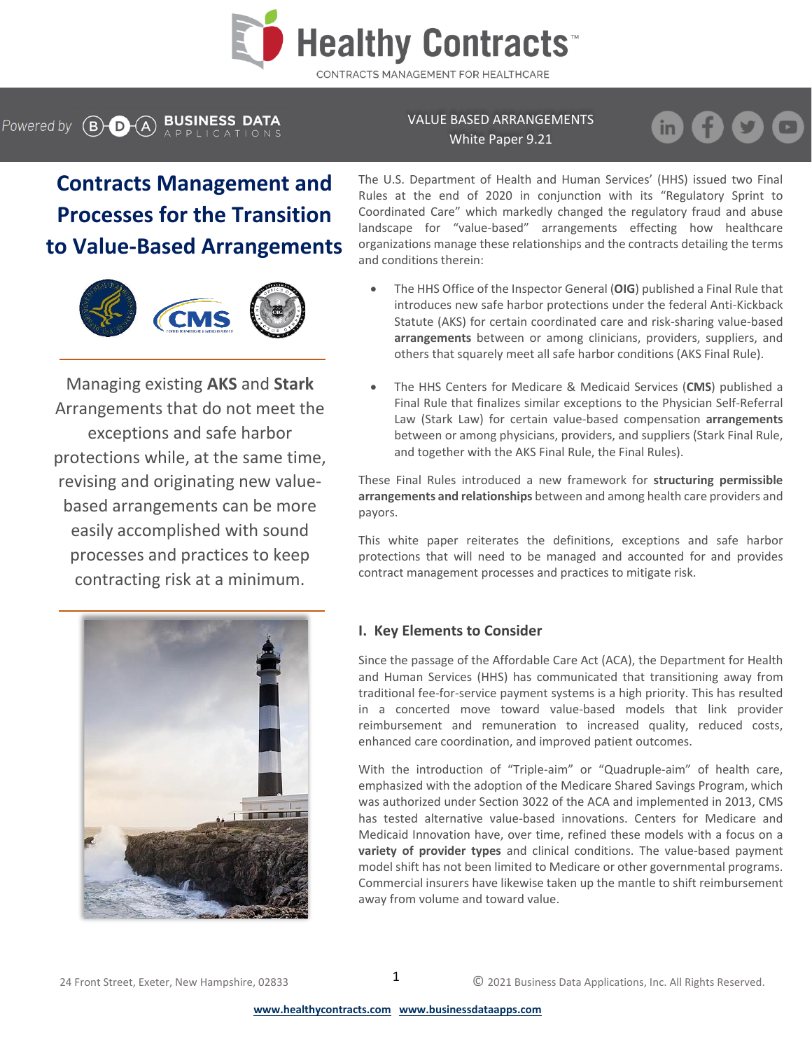# Healthy Contracts™

CONTRACTS MANAGEMENT FOR HEALTHCARE

Powered by BUSINESS DATA APPLICATIONS

VALUE BASED ARRANGEMENTS
White Paper 9.21

## Contracts Management and Processes for the Transition to Value-Based Arrangements

Managing existing **AKS** and **Stark** Arrangements that do not meet the exceptions and safe harbor protections while, at the same time, revising and originating new value-based arrangements can be more easily accomplished with sound processes and practices to keep contracting risk at a minimum.

The U.S. Department of Health and Human Services' (HHS) issued two Final Rules at the end of 2020 in conjunction with its "Regulatory Sprint to Coordinated Care" which markedly changed the regulatory fraud and abuse landscape for "value-based" arrangements effecting how healthcare organizations manage these relationships and the contracts detailing the terms and conditions therein:

- The HHS Office of the Inspector General (**OIG**) published a Final Rule that introduces new safe harbor protections under the federal Anti-Kickback Statute (AKS) for certain coordinated care and risk-sharing value-based **arrangements** between or among clinicians, providers, suppliers, and others that squarely meet all safe harbor conditions (AKS Final Rule).

- The HHS Centers for Medicare & Medicaid Services (**CMS**) published a Final Rule that finalizes similar exceptions to the Physician Self-Referral Law (Stark Law) for certain value-based compensation **arrangements** between or among physicians, providers, and suppliers (Stark Final Rule, and together with the AKS Final Rule, the Final Rules).

These Final Rules introduced a new framework for **structuring permissible arrangements and relationships** between and among health care providers and payors.

This white paper reiterates the definitions, exceptions and safe harbor protections that will need to be managed and accounted for and provides contract management processes and practices to mitigate risk.

### I. Key Elements to Consider

Since the passage of the Affordable Care Act (ACA), the Department for Health and Human Services (HHS) has communicated that transitioning away from traditional fee-for-service payment systems is a high priority. This has resulted in a concerted move toward value-based models that link provider reimbursement and remuneration to increased quality, reduced costs, enhanced care coordination, and improved patient outcomes.

With the introduction of "Triple-aim" or "Quadruple-aim" of health care, emphasized with the adoption of the Medicare Shared Savings Program, which was authorized under Section 3022 of the ACA and implemented in 2013, CMS has tested alternative value-based innovations. Centers for Medicare and Medicaid Innovation have, over time, refined these models with a focus on a **variety of provider types** and clinical conditions. The value-based payment model shift has not been limited to Medicare or other governmental programs. Commercial insurers have likewise taken up the mantle to shift reimbursement away from volume and toward value.

24 Front Street, Exeter, New Hampshire, 02833

© 2021 Business Data Applications, Inc. All Rights Reserved.

www.healthycontracts.com www.businessdataapps.com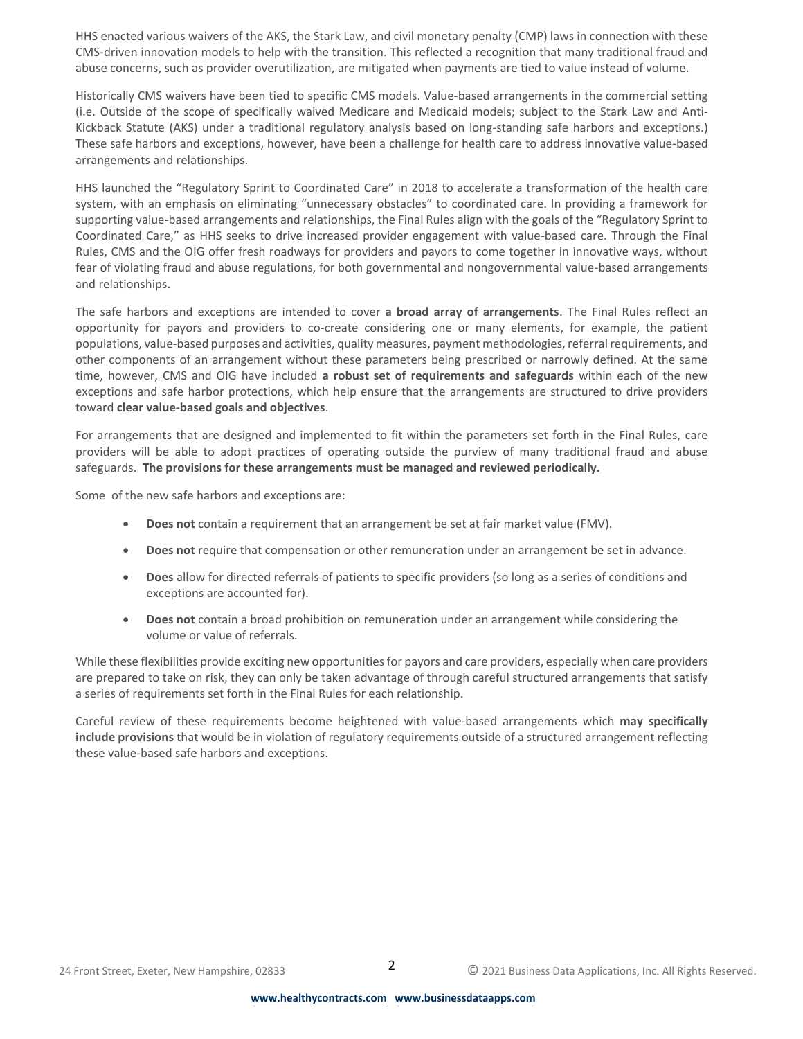HHS enacted various waivers of the AKS, the Stark Law, and civil monetary penalty (CMP) laws in connection with these CMS-driven innovation models to help with the transition. This reflected a recognition that many traditional fraud and abuse concerns, such as provider overutilization, are mitigated when payments are tied to value instead of volume.

Historically CMS waivers have been tied to specific CMS models. Value-based arrangements in the commercial setting (i.e. Outside of the scope of specifically waived Medicare and Medicaid models; subject to the Stark Law and Anti-Kickback Statute (AKS) under a traditional regulatory analysis based on long-standing safe harbors and exceptions.) These safe harbors and exceptions, however, have been a challenge for health care to address innovative value-based arrangements and relationships.

HHS launched the "Regulatory Sprint to Coordinated Care" in 2018 to accelerate a transformation of the health care system, with an emphasis on eliminating "unnecessary obstacles" to coordinated care. In providing a framework for supporting value-based arrangements and relationships, the Final Rules align with the goals of the "Regulatory Sprint to Coordinated Care," as HHS seeks to drive increased provider engagement with value-based care. Through the Final Rules, CMS and the OIG offer fresh roadways for providers and payors to come together in innovative ways, without fear of violating fraud and abuse regulations, for both governmental and nongovernmental value-based arrangements and relationships.

The safe harbors and exceptions are intended to cover **a broad array of arrangements**. The Final Rules reflect an opportunity for payors and providers to co-create considering one or many elements, for example, the patient populations, value-based purposes and activities, quality measures, payment methodologies, referral requirements, and other components of an arrangement without these parameters being prescribed or narrowly defined. At the same time, however, CMS and OIG have included **a robust set of requirements and safeguards** within each of the new exceptions and safe harbor protections, which help ensure that the arrangements are structured to drive providers toward **clear value-based goals and objectives**.

For arrangements that are designed and implemented to fit within the parameters set forth in the Final Rules, care providers will be able to adopt practices of operating outside the purview of many traditional fraud and abuse safeguards. **The provisions for these arrangements must be managed and reviewed periodically.**

Some of the new safe harbors and exceptions are:

- **Does not** contain a requirement that an arrangement be set at fair market value (FMV).
- **Does not** require that compensation or other remuneration under an arrangement be set in advance.
- **Does** allow for directed referrals of patients to specific providers (so long as a series of conditions and exceptions are accounted for).
- **Does not** contain a broad prohibition on remuneration under an arrangement while considering the volume or value of referrals.

While these flexibilities provide exciting new opportunities for payors and care providers, especially when care providers are prepared to take on risk, they can only be taken advantage of through careful structured arrangements that satisfy a series of requirements set forth in the Final Rules for each relationship.

Careful review of these requirements become heightened with value-based arrangements which **may specifically include provisions** that would be in violation of regulatory requirements outside of a structured arrangement reflecting these value-based safe harbors and exceptions.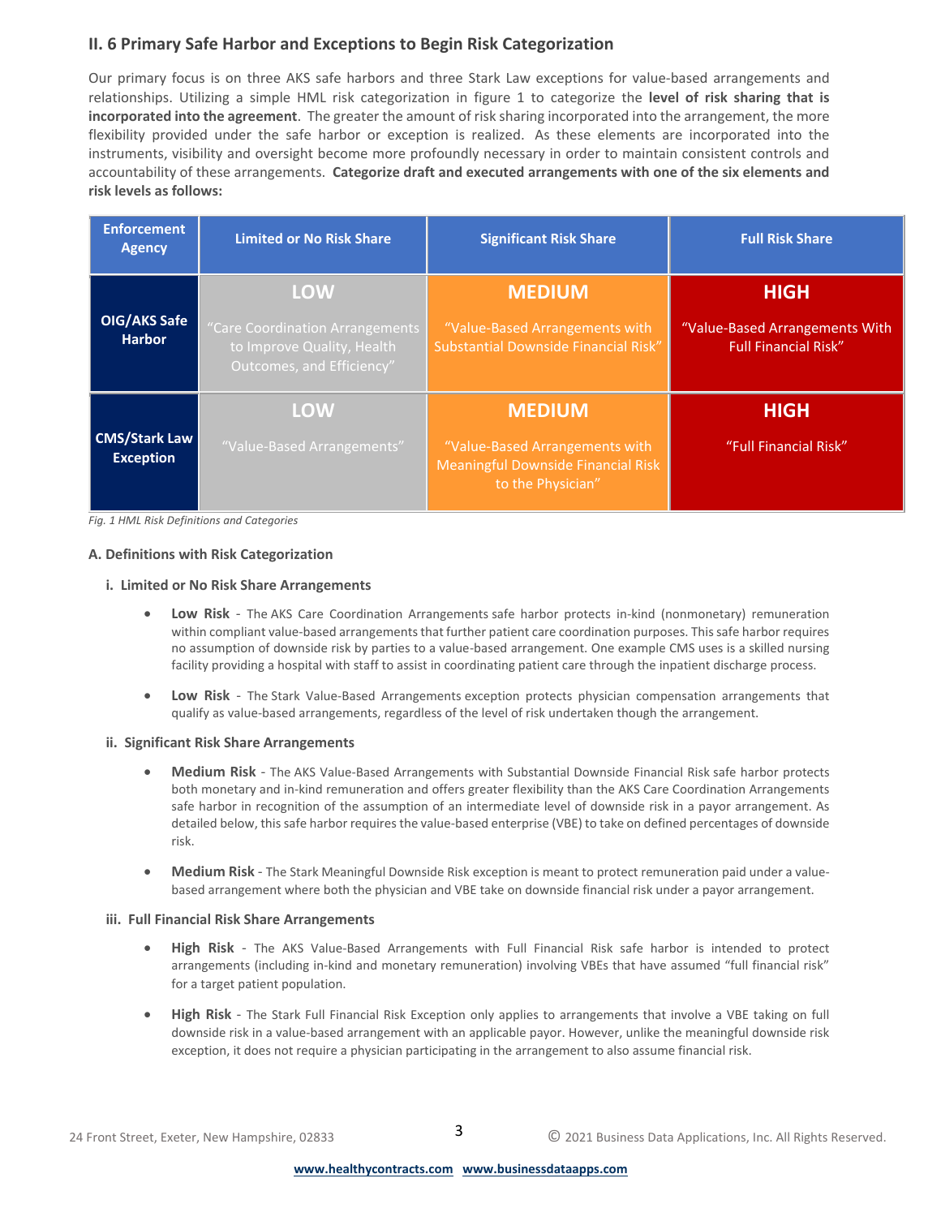## II. 6 Primary Safe Harbor and Exceptions to Begin Risk Categorization

Our primary focus is on three AKS safe harbors and three Stark Law exceptions for value-based arrangements and relationships. Utilizing a simple HML risk categorization in figure 1 to categorize the **level of risk sharing that is incorporated into the agreement**. The greater the amount of risk sharing incorporated into the arrangement, the more flexibility provided under the safe harbor or exception is realized. As these elements are incorporated into the instruments, visibility and oversight become more profoundly necessary in order to maintain consistent controls and accountability of these arrangements. **Categorize draft and executed arrangements with one of the six elements and risk levels as follows:**

| Enforcement Agency | Limited or No Risk Share | Significant Risk Share | Full Risk Share |
|---|---|---|---|
| OIG/AKS Safe Harbor | **LOW** "Care Coordination Arrangements to Improve Quality, Health Outcomes, and Efficiency" | **MEDIUM** "Value-Based Arrangements with Substantial Downside Financial Risk" | **HIGH** "Value-Based Arrangements With Full Financial Risk" |
| CMS/Stark Law Exception | **LOW** "Value-Based Arrangements" | **MEDIUM** "Value-Based Arrangements with Meaningful Downside Financial Risk to the Physician" | **HIGH** "Full Financial Risk" |

*Fig. 1 HML Risk Definitions and Categories*

### A. Definitions with Risk Categorization

#### i. Limited or No Risk Share Arrangements

- **Low Risk** - The AKS Care Coordination Arrangements safe harbor protects in-kind (nonmonetary) remuneration within compliant value-based arrangements that further patient care coordination purposes. This safe harbor requires no assumption of downside risk by parties to a value-based arrangement. One example CMS uses is a skilled nursing facility providing a hospital with staff to assist in coordinating patient care through the inpatient discharge process.
- **Low Risk** - The Stark Value-Based Arrangements exception protects physician compensation arrangements that qualify as value-based arrangements, regardless of the level of risk undertaken though the arrangement.

#### ii. Significant Risk Share Arrangements

- **Medium Risk** - The AKS Value-Based Arrangements with Substantial Downside Financial Risk safe harbor protects both monetary and in-kind remuneration and offers greater flexibility than the AKS Care Coordination Arrangements safe harbor in recognition of the assumption of an intermediate level of downside risk in a payor arrangement. As detailed below, this safe harbor requires the value-based enterprise (VBE) to take on defined percentages of downside risk.
- **Medium Risk** - The Stark Meaningful Downside Risk exception is meant to protect remuneration paid under a value-based arrangement where both the physician and VBE take on downside financial risk under a payor arrangement.

#### iii. Full Financial Risk Share Arrangements

- **High Risk** - The AKS Value-Based Arrangements with Full Financial Risk safe harbor is intended to protect arrangements (including in-kind and monetary remuneration) involving VBEs that have assumed "full financial risk" for a target patient population.
- **High Risk** - The Stark Full Financial Risk Exception only applies to arrangements that involve a VBE taking on full downside risk in a value-based arrangement with an applicable payor. However, unlike the meaningful downside risk exception, it does not require a physician participating in the arrangement to also assume financial risk.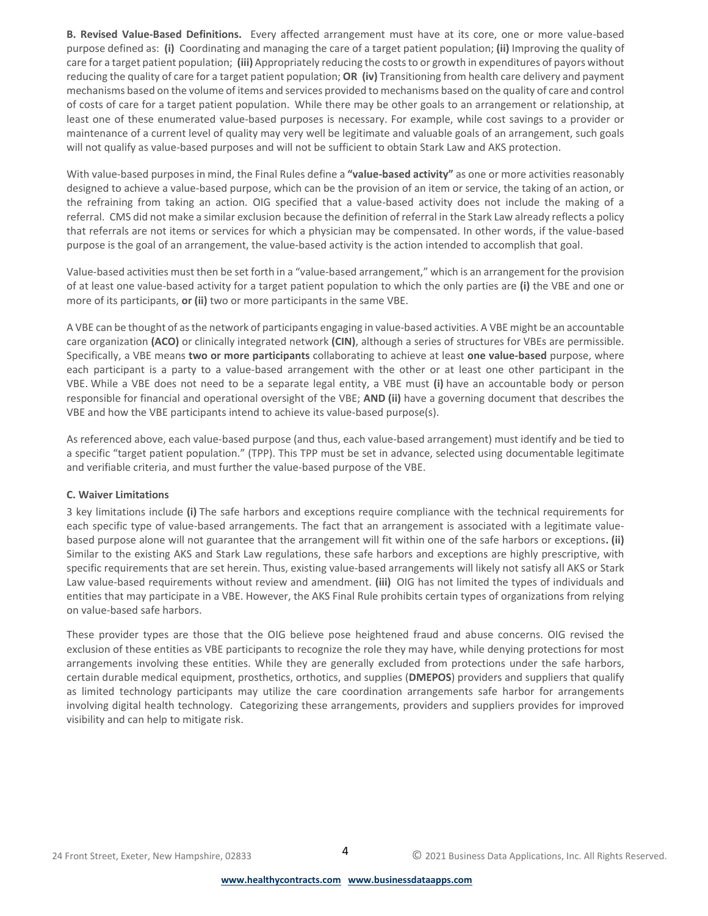**B. Revised Value-Based Definitions.** Every affected arrangement must have at its core, one or more value-based purpose defined as: **(i)** Coordinating and managing the care of a target patient population; **(ii)** Improving the quality of care for a target patient population; **(iii)** Appropriately reducing the costs to or growth in expenditures of payors without reducing the quality of care for a target patient population; **OR (iv)** Transitioning from health care delivery and payment mechanisms based on the volume of items and services provided to mechanisms based on the quality of care and control of costs of care for a target patient population. While there may be other goals to an arrangement or relationship, at least one of these enumerated value-based purposes is necessary. For example, while cost savings to a provider or maintenance of a current level of quality may very well be legitimate and valuable goals of an arrangement, such goals will not qualify as value-based purposes and will not be sufficient to obtain Stark Law and AKS protection.

With value-based purposes in mind, the Final Rules define a **"value-based activity"** as one or more activities reasonably designed to achieve a value-based purpose, which can be the provision of an item or service, the taking of an action, or the refraining from taking an action. OIG specified that a value-based activity does not include the making of a referral. CMS did not make a similar exclusion because the definition of referral in the Stark Law already reflects a policy that referrals are not items or services for which a physician may be compensated. In other words, if the value-based purpose is the goal of an arrangement, the value-based activity is the action intended to accomplish that goal.

Value-based activities must then be set forth in a "value-based arrangement," which is an arrangement for the provision of at least one value-based activity for a target patient population to which the only parties are **(i)** the VBE and one or more of its participants, **or (ii)** two or more participants in the same VBE.

A VBE can be thought of as the network of participants engaging in value-based activities. A VBE might be an accountable care organization **(ACO)** or clinically integrated network **(CIN)**, although a series of structures for VBEs are permissible. Specifically, a VBE means **two or more participants** collaborating to achieve at least **one value-based** purpose, where each participant is a party to a value-based arrangement with the other or at least one other participant in the VBE. While a VBE does not need to be a separate legal entity, a VBE must **(i)** have an accountable body or person responsible for financial and operational oversight of the VBE; **AND (ii)** have a governing document that describes the VBE and how the VBE participants intend to achieve its value-based purpose(s).

As referenced above, each value-based purpose (and thus, each value-based arrangement) must identify and be tied to a specific "target patient population." (TPP). This TPP must be set in advance, selected using documentable legitimate and verifiable criteria, and must further the value-based purpose of the VBE.

**C. Waiver Limitations**

3 key limitations include **(i)** The safe harbors and exceptions require compliance with the technical requirements for each specific type of value-based arrangements. The fact that an arrangement is associated with a legitimate value-based purpose alone will not guarantee that the arrangement will fit within one of the safe harbors or exceptions**.** **(ii)** Similar to the existing AKS and Stark Law regulations, these safe harbors and exceptions are highly prescriptive, with specific requirements that are set herein. Thus, existing value-based arrangements will likely not satisfy all AKS or Stark Law value-based requirements without review and amendment. **(iii)** OIG has not limited the types of individuals and entities that may participate in a VBE. However, the AKS Final Rule prohibits certain types of organizations from relying on value-based safe harbors.

These provider types are those that the OIG believe pose heightened fraud and abuse concerns. OIG revised the exclusion of these entities as VBE participants to recognize the role they may have, while denying protections for most arrangements involving these entities. While they are generally excluded from protections under the safe harbors, certain durable medical equipment, prosthetics, orthotics, and supplies (**DMEPOS**) providers and suppliers that qualify as limited technology participants may utilize the care coordination arrangements safe harbor for arrangements involving digital health technology. Categorizing these arrangements, providers and suppliers provides for improved visibility and can help to mitigate risk.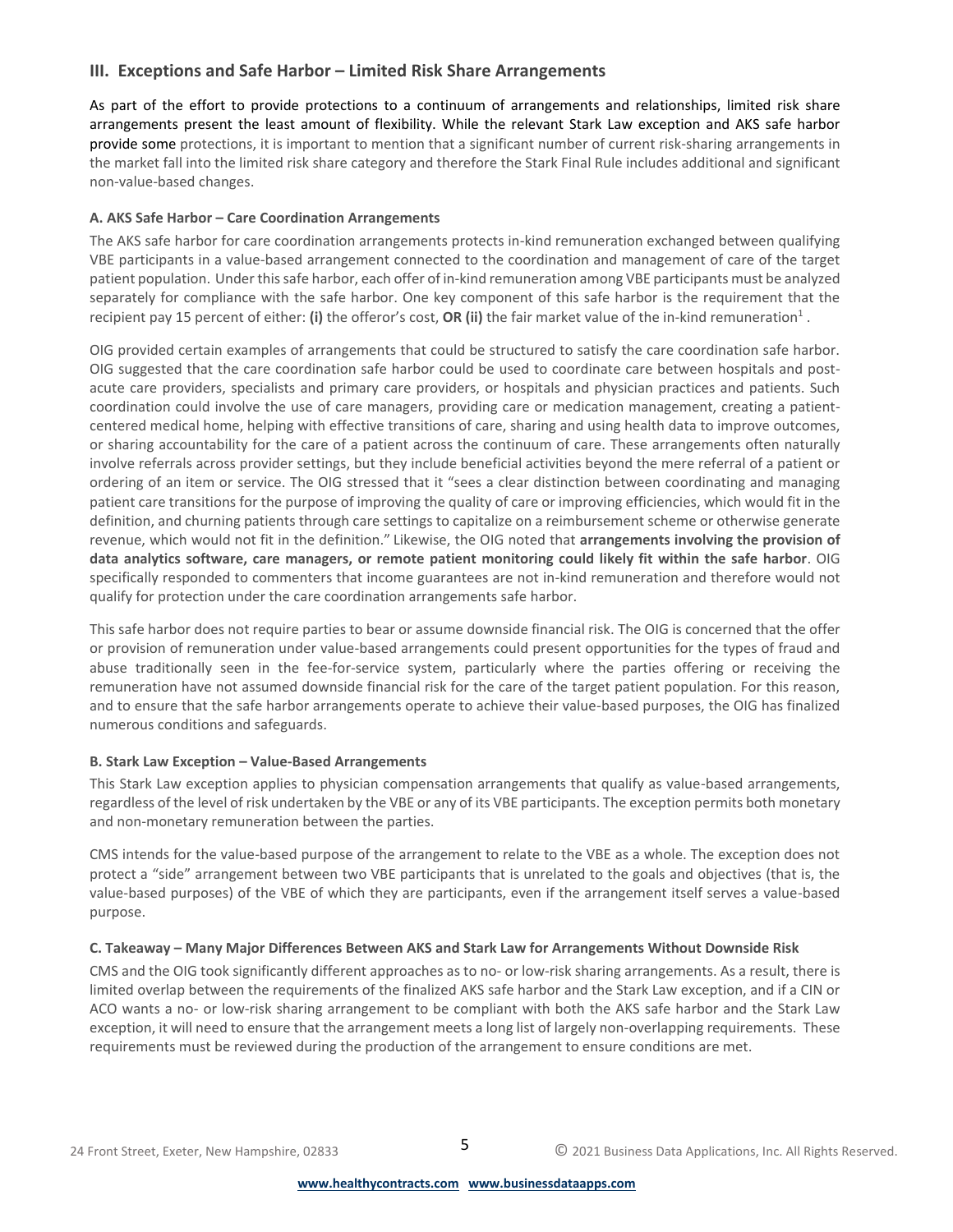## III. Exceptions and Safe Harbor – Limited Risk Share Arrangements

As part of the effort to provide protections to a continuum of arrangements and relationships, limited risk share arrangements present the least amount of flexibility. While the relevant Stark Law exception and AKS safe harbor provide some protections, it is important to mention that a significant number of current risk-sharing arrangements in the market fall into the limited risk share category and therefore the Stark Final Rule includes additional and significant non-value-based changes.

#### A. AKS Safe Harbor – Care Coordination Arrangements

The AKS safe harbor for care coordination arrangements protects in-kind remuneration exchanged between qualifying VBE participants in a value-based arrangement connected to the coordination and management of care of the target patient population. Under this safe harbor, each offer of in-kind remuneration among VBE participants must be analyzed separately for compliance with the safe harbor. One key component of this safe harbor is the requirement that the recipient pay 15 percent of either: **(i)** the offeror's cost, **OR (ii)** the fair market value of the in-kind remuneration[1] .

OIG provided certain examples of arrangements that could be structured to satisfy the care coordination safe harbor. OIG suggested that the care coordination safe harbor could be used to coordinate care between hospitals and post-acute care providers, specialists and primary care providers, or hospitals and physician practices and patients. Such coordination could involve the use of care managers, providing care or medication management, creating a patient-centered medical home, helping with effective transitions of care, sharing and using health data to improve outcomes, or sharing accountability for the care of a patient across the continuum of care. These arrangements often naturally involve referrals across provider settings, but they include beneficial activities beyond the mere referral of a patient or ordering of an item or service. The OIG stressed that it "sees a clear distinction between coordinating and managing patient care transitions for the purpose of improving the quality of care or improving efficiencies, which would fit in the definition, and churning patients through care settings to capitalize on a reimbursement scheme or otherwise generate revenue, which would not fit in the definition." Likewise, the OIG noted that **arrangements involving the provision of data analytics software, care managers, or remote patient monitoring could likely fit within the safe harbor**. OIG specifically responded to commenters that income guarantees are not in-kind remuneration and therefore would not qualify for protection under the care coordination arrangements safe harbor.

This safe harbor does not require parties to bear or assume downside financial risk. The OIG is concerned that the offer or provision of remuneration under value-based arrangements could present opportunities for the types of fraud and abuse traditionally seen in the fee-for-service system, particularly where the parties offering or receiving the remuneration have not assumed downside financial risk for the care of the target patient population. For this reason, and to ensure that the safe harbor arrangements operate to achieve their value-based purposes, the OIG has finalized numerous conditions and safeguards.

#### B. Stark Law Exception – Value-Based Arrangements

This Stark Law exception applies to physician compensation arrangements that qualify as value-based arrangements, regardless of the level of risk undertaken by the VBE or any of its VBE participants. The exception permits both monetary and non-monetary remuneration between the parties.

CMS intends for the value-based purpose of the arrangement to relate to the VBE as a whole. The exception does not protect a "side" arrangement between two VBE participants that is unrelated to the goals and objectives (that is, the value-based purposes) of the VBE of which they are participants, even if the arrangement itself serves a value-based purpose.

#### C. Takeaway – Many Major Differences Between AKS and Stark Law for Arrangements Without Downside Risk

CMS and the OIG took significantly different approaches as to no- or low-risk sharing arrangements. As a result, there is limited overlap between the requirements of the finalized AKS safe harbor and the Stark Law exception, and if a CIN or ACO wants a no- or low-risk sharing arrangement to be compliant with both the AKS safe harbor and the Stark Law exception, it will need to ensure that the arrangement meets a long list of largely non-overlapping requirements. These requirements must be reviewed during the production of the arrangement to ensure conditions are met.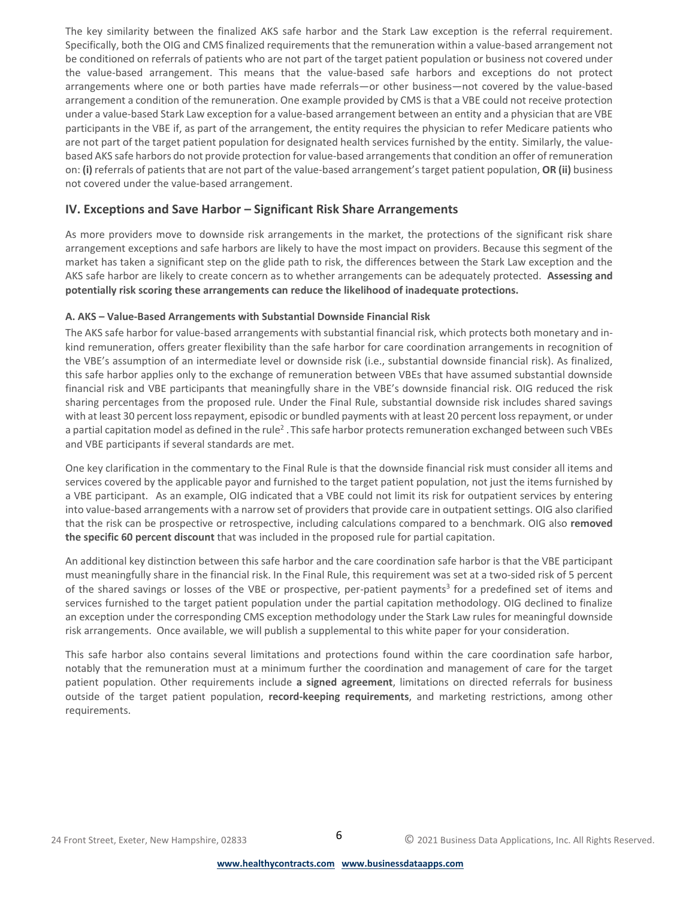The key similarity between the finalized AKS safe harbor and the Stark Law exception is the referral requirement. Specifically, both the OIG and CMS finalized requirements that the remuneration within a value-based arrangement not be conditioned on referrals of patients who are not part of the target patient population or business not covered under the value-based arrangement. This means that the value-based safe harbors and exceptions do not protect arrangements where one or both parties have made referrals—or other business—not covered by the value-based arrangement a condition of the remuneration. One example provided by CMS is that a VBE could not receive protection under a value-based Stark Law exception for a value-based arrangement between an entity and a physician that are VBE participants in the VBE if, as part of the arrangement, the entity requires the physician to refer Medicare patients who are not part of the target patient population for designated health services furnished by the entity. Similarly, the value-based AKS safe harbors do not provide protection for value-based arrangements that condition an offer of remuneration on: **(i)** referrals of patients that are not part of the value-based arrangement's target patient population, **OR (ii)** business not covered under the value-based arrangement.

## IV. Exceptions and Save Harbor – Significant Risk Share Arrangements

As more providers move to downside risk arrangements in the market, the protections of the significant risk share arrangement exceptions and safe harbors are likely to have the most impact on providers. Because this segment of the market has taken a significant step on the glide path to risk, the differences between the Stark Law exception and the AKS safe harbor are likely to create concern as to whether arrangements can be adequately protected. **Assessing and potentially risk scoring these arrangements can reduce the likelihood of inadequate protections.**

### A. AKS – Value-Based Arrangements with Substantial Downside Financial Risk

The AKS safe harbor for value-based arrangements with substantial financial risk, which protects both monetary and in-kind remuneration, offers greater flexibility than the safe harbor for care coordination arrangements in recognition of the VBE's assumption of an intermediate level or downside risk (i.e., substantial downside financial risk). As finalized, this safe harbor applies only to the exchange of remuneration between VBEs that have assumed substantial downside financial risk and VBE participants that meaningfully share in the VBE's downside financial risk. OIG reduced the risk sharing percentages from the proposed rule. Under the Final Rule, substantial downside risk includes shared savings with at least 30 percent loss repayment, episodic or bundled payments with at least 20 percent loss repayment, or under a partial capitation model as defined in the rule[2] . This safe harbor protects remuneration exchanged between such VBEs and VBE participants if several standards are met.

One key clarification in the commentary to the Final Rule is that the downside financial risk must consider all items and services covered by the applicable payor and furnished to the target patient population, not just the items furnished by a VBE participant. As an example, OIG indicated that a VBE could not limit its risk for outpatient services by entering into value-based arrangements with a narrow set of providers that provide care in outpatient settings. OIG also clarified that the risk can be prospective or retrospective, including calculations compared to a benchmark. OIG also **removed the specific 60 percent discount** that was included in the proposed rule for partial capitation.

An additional key distinction between this safe harbor and the care coordination safe harbor is that the VBE participant must meaningfully share in the financial risk. In the Final Rule, this requirement was set at a two-sided risk of 5 percent of the shared savings or losses of the VBE or prospective, per-patient payments[3] for a predefined set of items and services furnished to the target patient population under the partial capitation methodology. OIG declined to finalize an exception under the corresponding CMS exception methodology under the Stark Law rules for meaningful downside risk arrangements. Once available, we will publish a supplemental to this white paper for your consideration.

This safe harbor also contains several limitations and protections found within the care coordination safe harbor, notably that the remuneration must at a minimum further the coordination and management of care for the target patient population. Other requirements include **a signed agreement**, limitations on directed referrals for business outside of the target patient population, **record-keeping requirements**, and marketing restrictions, among other requirements.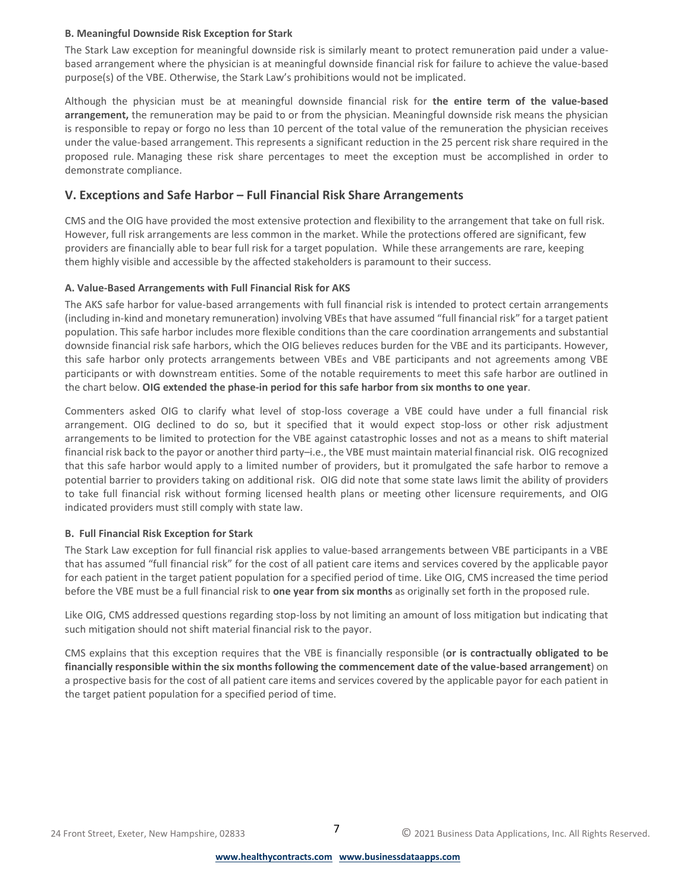#### B. Meaningful Downside Risk Exception for Stark

The Stark Law exception for meaningful downside risk is similarly meant to protect remuneration paid under a value-based arrangement where the physician is at meaningful downside financial risk for failure to achieve the value-based purpose(s) of the VBE. Otherwise, the Stark Law's prohibitions would not be implicated.

Although the physician must be at meaningful downside financial risk for **the entire term of the value-based arrangement,** the remuneration may be paid to or from the physician. Meaningful downside risk means the physician is responsible to repay or forgo no less than 10 percent of the total value of the remuneration the physician receives under the value-based arrangement. This represents a significant reduction in the 25 percent risk share required in the proposed rule. Managing these risk share percentages to meet the exception must be accomplished in order to demonstrate compliance.

## V. Exceptions and Safe Harbor – Full Financial Risk Share Arrangements

CMS and the OIG have provided the most extensive protection and flexibility to the arrangement that take on full risk. However, full risk arrangements are less common in the market. While the protections offered are significant, few providers are financially able to bear full risk for a target population. While these arrangements are rare, keeping them highly visible and accessible by the affected stakeholders is paramount to their success.

#### A. Value-Based Arrangements with Full Financial Risk for AKS

The AKS safe harbor for value-based arrangements with full financial risk is intended to protect certain arrangements (including in-kind and monetary remuneration) involving VBEs that have assumed "full financial risk" for a target patient population. This safe harbor includes more flexible conditions than the care coordination arrangements and substantial downside financial risk safe harbors, which the OIG believes reduces burden for the VBE and its participants. However, this safe harbor only protects arrangements between VBEs and VBE participants and not agreements among VBE participants or with downstream entities. Some of the notable requirements to meet this safe harbor are outlined in the chart below. **OIG extended the phase-in period for this safe harbor from six months to one year**.

Commenters asked OIG to clarify what level of stop-loss coverage a VBE could have under a full financial risk arrangement. OIG declined to do so, but it specified that it would expect stop-loss or other risk adjustment arrangements to be limited to protection for the VBE against catastrophic losses and not as a means to shift material financial risk back to the payor or another third party–i.e., the VBE must maintain material financial risk. OIG recognized that this safe harbor would apply to a limited number of providers, but it promulgated the safe harbor to remove a potential barrier to providers taking on additional risk. OIG did note that some state laws limit the ability of providers to take full financial risk without forming licensed health plans or meeting other licensure requirements, and OIG indicated providers must still comply with state law.

#### B. Full Financial Risk Exception for Stark

The Stark Law exception for full financial risk applies to value-based arrangements between VBE participants in a VBE that has assumed "full financial risk" for the cost of all patient care items and services covered by the applicable payor for each patient in the target patient population for a specified period of time. Like OIG, CMS increased the time period before the VBE must be a full financial risk to **one year from six months** as originally set forth in the proposed rule.

Like OIG, CMS addressed questions regarding stop-loss by not limiting an amount of loss mitigation but indicating that such mitigation should not shift material financial risk to the payor.

CMS explains that this exception requires that the VBE is financially responsible (**or is contractually obligated to be financially responsible within the six months following the commencement date of the value-based arrangement**) on a prospective basis for the cost of all patient care items and services covered by the applicable payor for each patient in the target patient population for a specified period of time.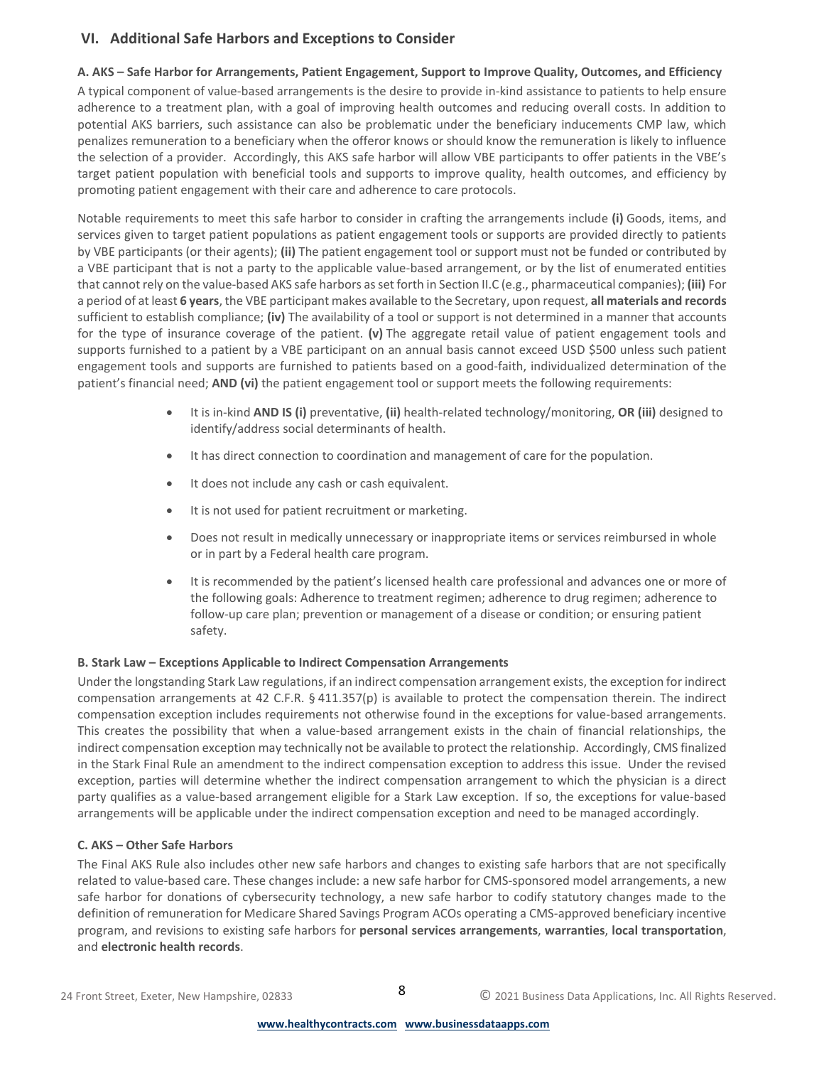## VI. Additional Safe Harbors and Exceptions to Consider

**A. AKS – Safe Harbor for Arrangements, Patient Engagement, Support to Improve Quality, Outcomes, and Efficiency**

A typical component of value-based arrangements is the desire to provide in-kind assistance to patients to help ensure adherence to a treatment plan, with a goal of improving health outcomes and reducing overall costs. In addition to potential AKS barriers, such assistance can also be problematic under the beneficiary inducements CMP law, which penalizes remuneration to a beneficiary when the offeror knows or should know the remuneration is likely to influence the selection of a provider. Accordingly, this AKS safe harbor will allow VBE participants to offer patients in the VBE's target patient population with beneficial tools and supports to improve quality, health outcomes, and efficiency by promoting patient engagement with their care and adherence to care protocols.

Notable requirements to meet this safe harbor to consider in crafting the arrangements include **(i)** Goods, items, and services given to target patient populations as patient engagement tools or supports are provided directly to patients by VBE participants (or their agents); **(ii)** The patient engagement tool or support must not be funded or contributed by a VBE participant that is not a party to the applicable value-based arrangement, or by the list of enumerated entities that cannot rely on the value-based AKS safe harbors as set forth in Section II.C (e.g., pharmaceutical companies); **(iii)** For a period of at least **6 years**, the VBE participant makes available to the Secretary, upon request, **all materials and records** sufficient to establish compliance; **(iv)** The availability of a tool or support is not determined in a manner that accounts for the type of insurance coverage of the patient. **(v)** The aggregate retail value of patient engagement tools and supports furnished to a patient by a VBE participant on an annual basis cannot exceed USD $500 unless such patient engagement tools and supports are furnished to patients based on a good-faith, individualized determination of the patient's financial need; **AND (vi)** the patient engagement tool or support meets the following requirements:

- It is in-kind **AND IS (i)** preventative, **(ii)** health-related technology/monitoring, **OR (iii)** designed to identify/address social determinants of health.
- It has direct connection to coordination and management of care for the population.
- It does not include any cash or cash equivalent.
- It is not used for patient recruitment or marketing.
- Does not result in medically unnecessary or inappropriate items or services reimbursed in whole or in part by a Federal health care program.
- It is recommended by the patient's licensed health care professional and advances one or more of the following goals: Adherence to treatment regimen; adherence to drug regimen; adherence to follow-up care plan; prevention or management of a disease or condition; or ensuring patient safety.

**B. Stark Law – Exceptions Applicable to Indirect Compensation Arrangements**

Under the longstanding Stark Law regulations, if an indirect compensation arrangement exists, the exception for indirect compensation arrangements at 42 C.F.R. § 411.357(p) is available to protect the compensation therein. The indirect compensation exception includes requirements not otherwise found in the exceptions for value-based arrangements. This creates the possibility that when a value-based arrangement exists in the chain of financial relationships, the indirect compensation exception may technically not be available to protect the relationship. Accordingly, CMS finalized in the Stark Final Rule an amendment to the indirect compensation exception to address this issue. Under the revised exception, parties will determine whether the indirect compensation arrangement to which the physician is a direct party qualifies as a value-based arrangement eligible for a Stark Law exception. If so, the exceptions for value-based arrangements will be applicable under the indirect compensation exception and need to be managed accordingly.

**C. AKS – Other Safe Harbors**

The Final AKS Rule also includes other new safe harbors and changes to existing safe harbors that are not specifically related to value-based care. These changes include: a new safe harbor for CMS-sponsored model arrangements, a new safe harbor for donations of cybersecurity technology, a new safe harbor to codify statutory changes made to the definition of remuneration for Medicare Shared Savings Program ACOs operating a CMS-approved beneficiary incentive program, and revisions to existing safe harbors for **personal services arrangements**, **warranties**, **local transportation**, and **electronic health records**.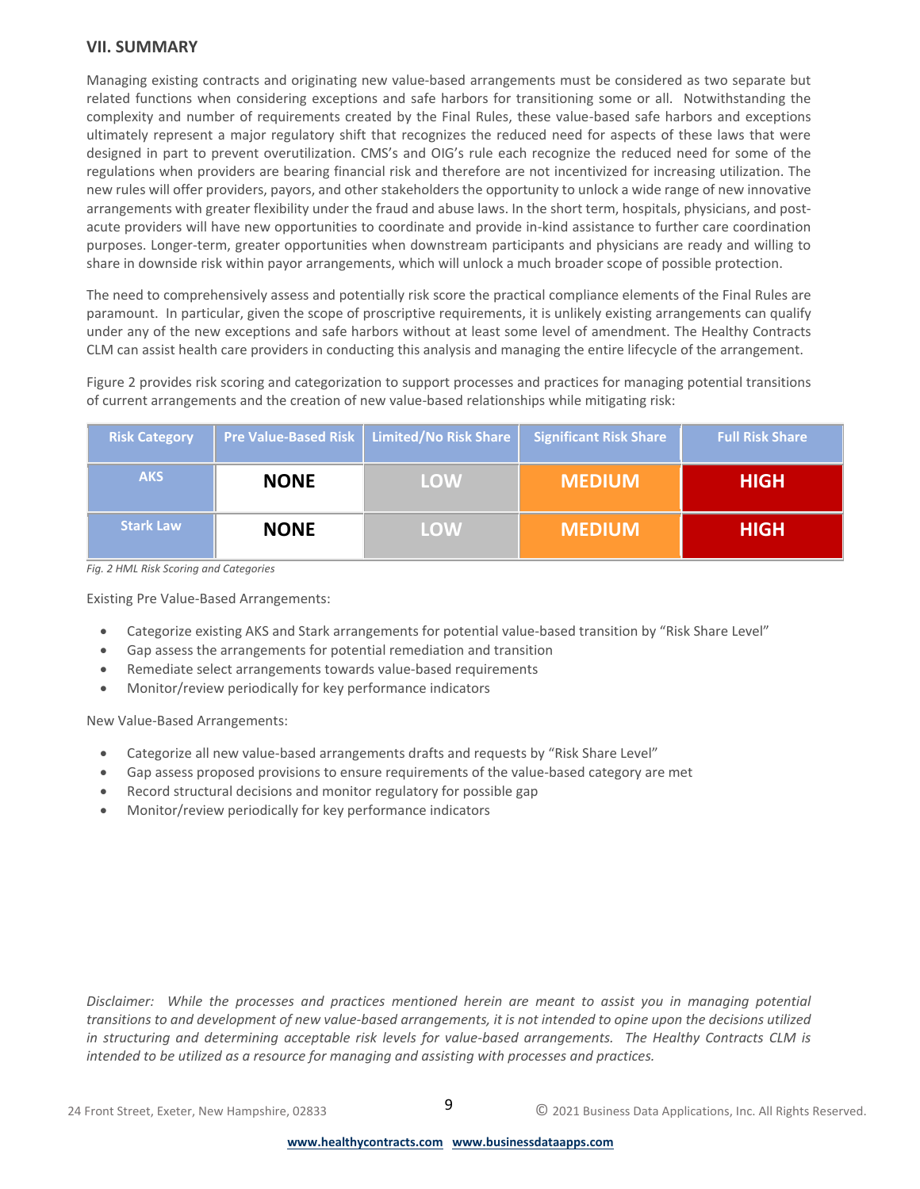## VII. SUMMARY

Managing existing contracts and originating new value-based arrangements must be considered as two separate but related functions when considering exceptions and safe harbors for transitioning some or all. Notwithstanding the complexity and number of requirements created by the Final Rules, these value-based safe harbors and exceptions ultimately represent a major regulatory shift that recognizes the reduced need for aspects of these laws that were designed in part to prevent overutilization. CMS's and OIG's rule each recognize the reduced need for some of the regulations when providers are bearing financial risk and therefore are not incentivized for increasing utilization. The new rules will offer providers, payors, and other stakeholders the opportunity to unlock a wide range of new innovative arrangements with greater flexibility under the fraud and abuse laws. In the short term, hospitals, physicians, and post-acute providers will have new opportunities to coordinate and provide in-kind assistance to further care coordination purposes. Longer-term, greater opportunities when downstream participants and physicians are ready and willing to share in downside risk within payor arrangements, which will unlock a much broader scope of possible protection.

The need to comprehensively assess and potentially risk score the practical compliance elements of the Final Rules are paramount. In particular, given the scope of proscriptive requirements, it is unlikely existing arrangements can qualify under any of the new exceptions and safe harbors without at least some level of amendment. The Healthy Contracts CLM can assist health care providers in conducting this analysis and managing the entire lifecycle of the arrangement.

Figure 2 provides risk scoring and categorization to support processes and practices for managing potential transitions of current arrangements and the creation of new value-based relationships while mitigating risk:

| Risk Category | Pre Value-Based Risk | Limited/No Risk Share | Significant Risk Share | Full Risk Share |
|---|---|---|---|---|
| AKS | NONE | LOW | MEDIUM | HIGH |
| Stark Law | NONE | LOW | MEDIUM | HIGH |

*Fig. 2 HML Risk Scoring and Categories*

Existing Pre Value-Based Arrangements:

- Categorize existing AKS and Stark arrangements for potential value-based transition by "Risk Share Level"
- Gap assess the arrangements for potential remediation and transition
- Remediate select arrangements towards value-based requirements
- Monitor/review periodically for key performance indicators

New Value-Based Arrangements:

- Categorize all new value-based arrangements drafts and requests by "Risk Share Level"
- Gap assess proposed provisions to ensure requirements of the value-based category are met
- Record structural decisions and monitor regulatory for possible gap
- Monitor/review periodically for key performance indicators

*Disclaimer: While the processes and practices mentioned herein are meant to assist you in managing potential transitions to and development of new value-based arrangements, it is not intended to opine upon the decisions utilized in structuring and determining acceptable risk levels for value-based arrangements. The Healthy Contracts CLM is intended to be utilized as a resource for managing and assisting with processes and practices.*